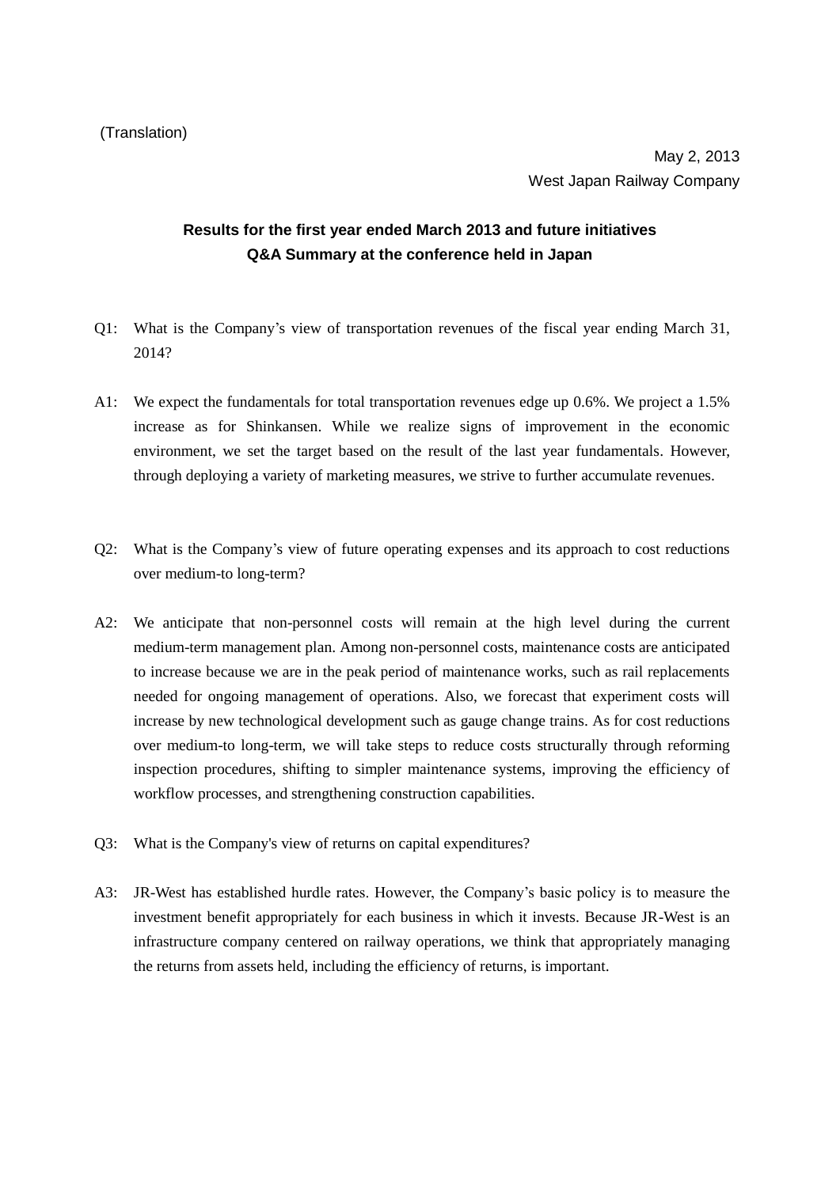(Translation)

May 2, 2013
West Japan Railway Company

**Results for the first year ended March 2013 and future initiatives**
**Q&A Summary at the conference held in Japan**

Q1: What is the Company's view of transportation revenues of the fiscal year ending March 31, 2014?

A1: We expect the fundamentals for total transportation revenues edge up 0.6%. We project a 1.5% increase as for Shinkansen. While we realize signs of improvement in the economic environment, we set the target based on the result of the last year fundamentals. However, through deploying a variety of marketing measures, we strive to further accumulate revenues.

Q2: What is the Company's view of future operating expenses and its approach to cost reductions over medium-to long-term?

A2: We anticipate that non-personnel costs will remain at the high level during the current medium-term management plan. Among non-personnel costs, maintenance costs are anticipated to increase because we are in the peak period of maintenance works, such as rail replacements needed for ongoing management of operations. Also, we forecast that experiment costs will increase by new technological development such as gauge change trains. As for cost reductions over medium-to long-term, we will take steps to reduce costs structurally through reforming inspection procedures, shifting to simpler maintenance systems, improving the efficiency of workflow processes, and strengthening construction capabilities.

Q3: What is the Company's view of returns on capital expenditures?

A3: JR-West has established hurdle rates. However, the Company's basic policy is to measure the investment benefit appropriately for each business in which it invests. Because JR-West is an infrastructure company centered on railway operations, we think that appropriately managing the returns from assets held, including the efficiency of returns, is important.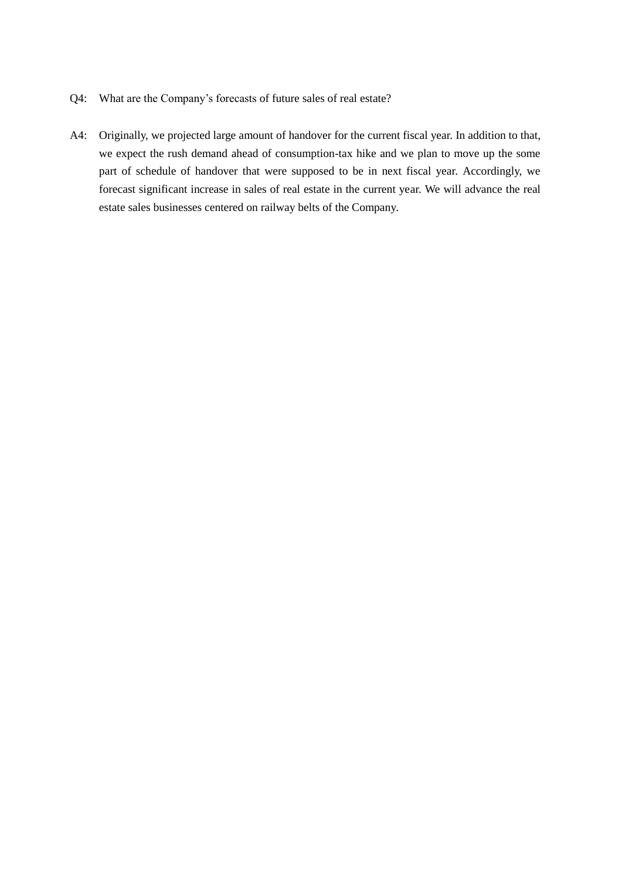Q4: What are the Company's forecasts of future sales of real estate?

A4: Originally, we projected large amount of handover for the current fiscal year. In addition to that, we expect the rush demand ahead of consumption-tax hike and we plan to move up the some part of schedule of handover that were supposed to be in next fiscal year. Accordingly, we forecast significant increase in sales of real estate in the current year. We will advance the real estate sales businesses centered on railway belts of the Company.